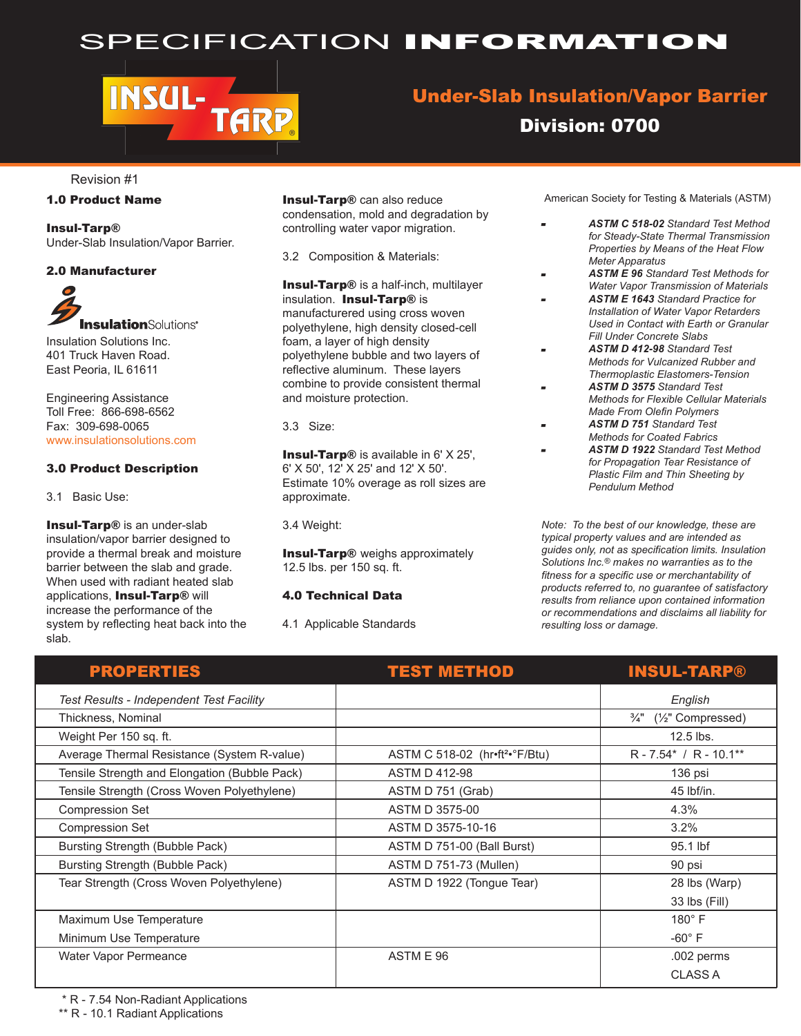# SPECIFICATION INFORMATION

INSUL-TARP®

## Under-Slab Insulation/Vapor Barrier

## Division: 0700

Revision #1

### 1.0 Product Name

**Insul-Tarp®**
Under-Slab Insulation/Vapor Barrier.

### 2.0 Manufacturer

InsulationSolutions®

Insulation Solutions Inc.
401 Truck Haven Road.
East Peoria, IL 61611

Engineering Assistance
Toll Free: 866-698-6562
Fax: 309-698-0065
www.insulationsolutions.com

### 3.0 Product Description

3.1 Basic Use:

**Insul-Tarp®** is an under-slab insulation/vapor barrier designed to provide a thermal break and moisture barrier between the slab and grade. When used with radiant heated slab applications, **Insul-Tarp®** will increase the performance of the system by reflecting heat back into the slab.

**Insul-Tarp®** can also reduce condensation, mold and degradation by controlling water vapor migration.

3.2 Composition & Materials:

**Insul-Tarp®** is a half-inch, multilayer insulation. **Insul-Tarp®** is manufactured using cross woven polyethylene, high density closed-cell foam, a layer of high density polyethylene bubble and two layers of reflective aluminum. These layers combine to provide consistent thermal and moisture protection.

3.3 Size:

**Insul-Tarp®** is available in 6' X 25', 6' X 50', 12' X 25' and 12' X 50'. Estimate 10% overage as roll sizes are approximate.

3.4 Weight:

**Insul-Tarp®** weighs approximately 12.5 lbs. per 150 sq. ft.

### 4.0 Technical Data

4.1 Applicable Standards

American Society for Testing & Materials (ASTM)

- ***ASTM C 518-02*** *Standard Test Method for Steady-State Thermal Transmission Properties by Means of the Heat Flow Meter Apparatus*
- ***ASTM E 96*** *Standard Test Methods for Water Vapor Transmission of Materials*
- ***ASTM E 1643*** *Standard Practice for Installation of Water Vapor Retarders Used in Contact with Earth or Granular Fill Under Concrete Slabs*
- ***ASTM D 412-98*** *Standard Test Methods for Vulcanized Rubber and Thermoplastic Elastomers-Tension*
- ***ASTM D 3575*** *Standard Test Methods for Flexible Cellular Materials Made From Olefin Polymers*
- ***ASTM D 751*** *Standard Test Methods for Coated Fabrics*
- ***ASTM D 1922*** *Standard Test Method for Propagation Tear Resistance of Plastic Film and Thin Sheeting by Pendulum Method*

*Note: To the best of our knowledge, these are typical property values and are intended as guides only, not as specification limits. Insulation Solutions Inc.® makes no warranties as to the fitness for a specific use or merchantability of products referred to, no guarantee of satisfactory results from reliance upon contained information or recommendations and disclaims all liability for resulting loss or damage.*

| PROPERTIES | TEST METHOD | INSUL-TARP® |
|---|---|---|
| *Test Results - Independent Test Facility* | | *English* |
| Thickness, Nominal | | ¾" (½" Compressed) |
| Weight Per 150 sq. ft. | | 12.5 lbs. |
| Average Thermal Resistance (System R-value) | ASTM C 518-02 (hr•ft²•°F/Btu) | R - 7.54* / R - 10.1** |
| Tensile Strength and Elongation (Bubble Pack) | ASTM D 412-98 | 136 psi |
| Tensile Strength (Cross Woven Polyethylene) | ASTM D 751 (Grab) | 45 lbf/in. |
| Compression Set | ASTM D 3575-00 | 4.3% |
| Compression Set | ASTM D 3575-10-16 | 3.2% |
| Bursting Strength (Bubble Pack) | ASTM D 751-00 (Ball Burst) | 95.1 lbf |
| Bursting Strength (Bubble Pack) | ASTM D 751-73 (Mullen) | 90 psi |
| Tear Strength (Cross Woven Polyethylene) | ASTM D 1922 (Tongue Tear) | 28 lbs (Warp)<br>33 lbs (Fill) |
| Maximum Use Temperature<br>Minimum Use Temperature | | 180° F<br>-60° F |
| Water Vapor Permeance | ASTM E 96 | .002 perms<br>CLASS A |

\* R - 7.54 Non-Radiant Applications
\*\* R - 10.1 Radiant Applications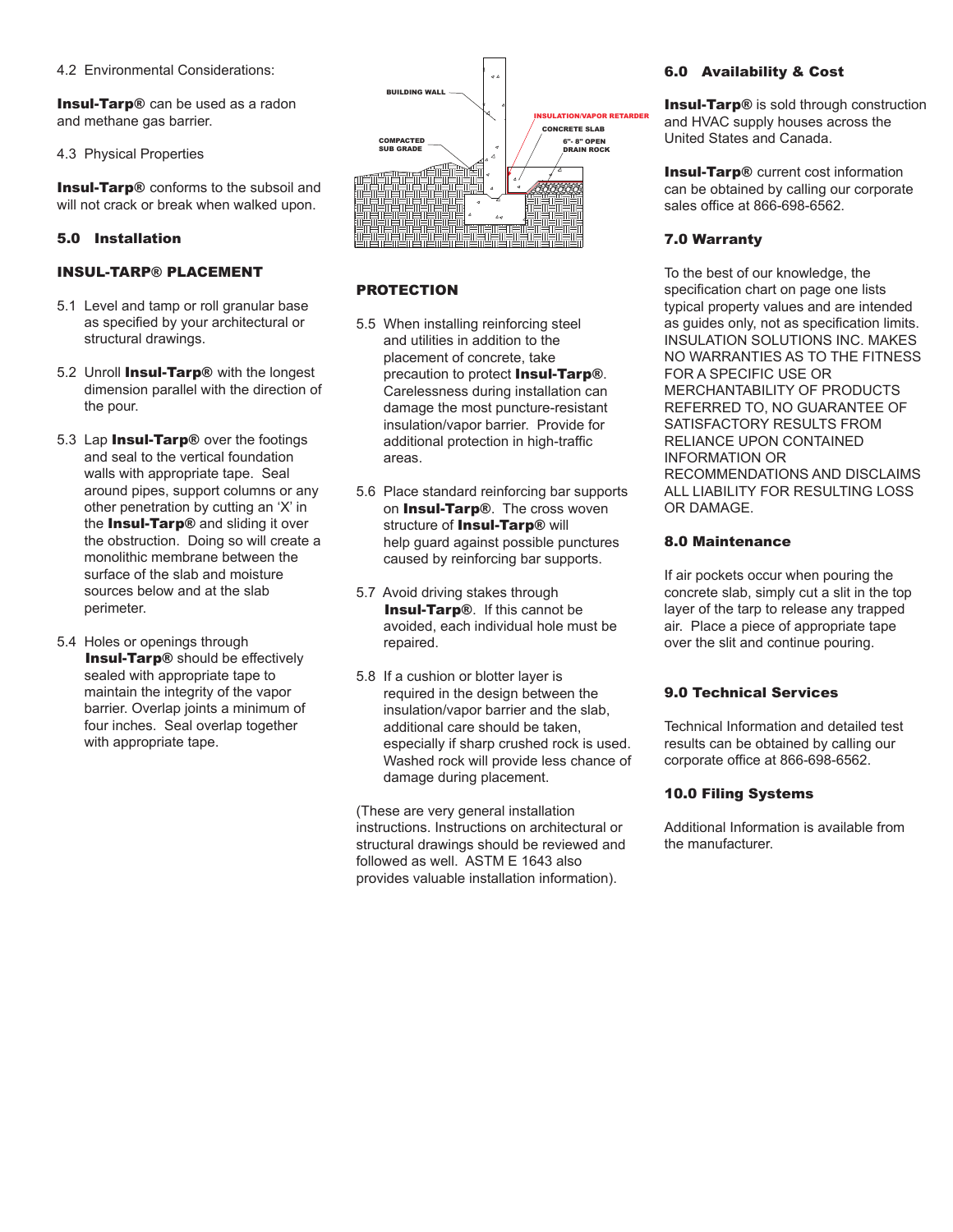4.2 Environmental Considerations:

**Insul-Tarp®** can be used as a radon and methane gas barrier.

4.3 Physical Properties

**Insul-Tarp®** conforms to the subsoil and will not crack or break when walked upon.

## 5.0 Installation

### INSUL-TARP® PLACEMENT

5.1 Level and tamp or roll granular base as specified by your architectural or structural drawings.

5.2 Unroll **Insul-Tarp®** with the longest dimension parallel with the direction of the pour.

5.3 Lap **Insul-Tarp®** over the footings and seal to the vertical foundation walls with appropriate tape. Seal around pipes, support columns or any other penetration by cutting an 'X' in the **Insul-Tarp®** and sliding it over the obstruction. Doing so will create a monolithic membrane between the surface of the slab and moisture sources below and at the slab perimeter.

5.4 Holes or openings through **Insul-Tarp®** should be effectively sealed with appropriate tape to maintain the integrity of the vapor barrier. Overlap joints a minimum of four inches. Seal overlap together with appropriate tape.

BUILDING WALL

INSULATION/VAPOR RETARDER

CONCRETE SLAB

COMPACTED SUB GRADE

6"- 8" OPEN DRAIN ROCK

### PROTECTION

5.5 When installing reinforcing steel and utilities in addition to the placement of concrete, take precaution to protect **Insul-Tarp®**. Carelessness during installation can damage the most puncture-resistant insulation/vapor barrier. Provide for additional protection in high-traffic areas.

5.6 Place standard reinforcing bar supports on **Insul-Tarp®**. The cross woven structure of **Insul-Tarp®** will help guard against possible punctures caused by reinforcing bar supports.

5.7 Avoid driving stakes through **Insul-Tarp®**. If this cannot be avoided, each individual hole must be repaired.

5.8 If a cushion or blotter layer is required in the design between the insulation/vapor barrier and the slab, additional care should be taken, especially if sharp crushed rock is used. Washed rock will provide less chance of damage during placement.

(These are very general installation instructions. Instructions on architectural or structural drawings should be reviewed and followed as well. ASTM E 1643 also provides valuable installation information).

## 6.0 Availability & Cost

**Insul-Tarp®** is sold through construction and HVAC supply houses across the United States and Canada.

**Insul-Tarp®** current cost information can be obtained by calling our corporate sales office at 866-698-6562.

## 7.0 Warranty

To the best of our knowledge, the specification chart on page one lists typical property values and are intended as guides only, not as specification limits. INSULATION SOLUTIONS INC. MAKES NO WARRANTIES AS TO THE FITNESS FOR A SPECIFIC USE OR MERCHANTABILITY OF PRODUCTS REFERRED TO, NO GUARANTEE OF SATISFACTORY RESULTS FROM RELIANCE UPON CONTAINED INFORMATION OR RECOMMENDATIONS AND DISCLAIMS ALL LIABILITY FOR RESULTING LOSS OR DAMAGE.

## 8.0 Maintenance

If air pockets occur when pouring the concrete slab, simply cut a slit in the top layer of the tarp to release any trapped air. Place a piece of appropriate tape over the slit and continue pouring.

## 9.0 Technical Services

Technical Information and detailed test results can be obtained by calling our corporate office at 866-698-6562.

## 10.0 Filing Systems

Additional Information is available from the manufacturer.